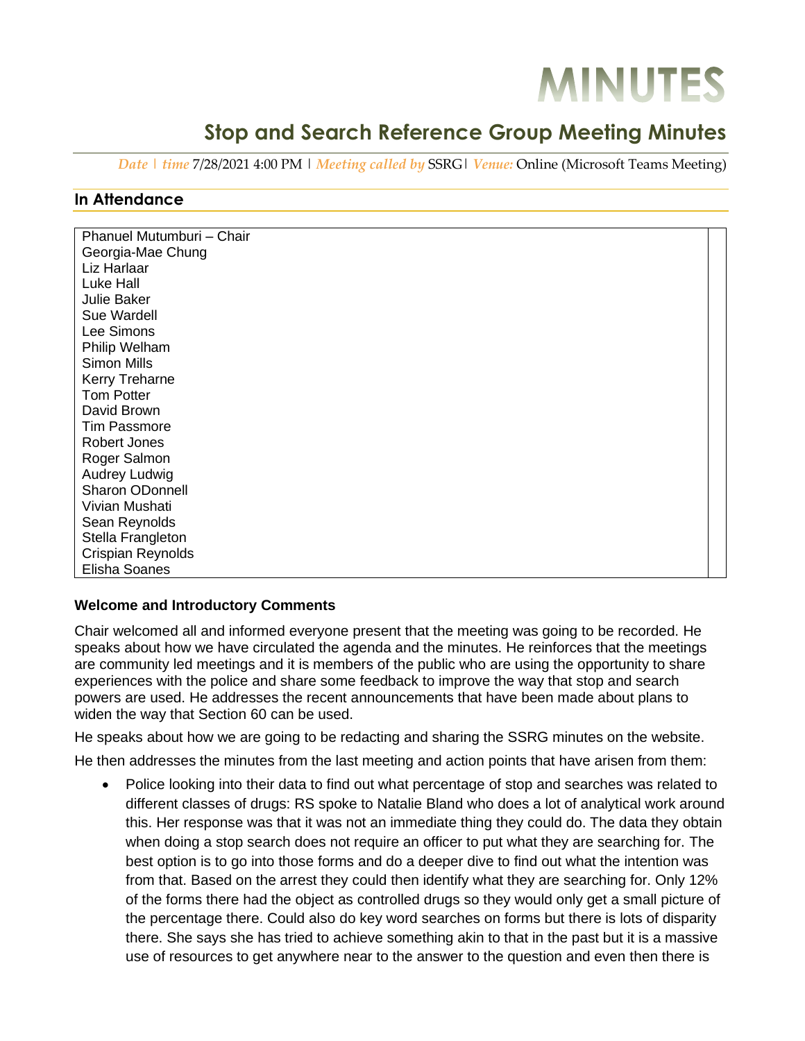# MINUTES

## Stop and Search Reference Group Meeting Minutes

*Date | time* 7/28/2021 4:00 PM | *Meeting called by* SSRG| *Venue:* Online (Microsoft Teams Meeting)

### In Attendance

| |
|---|
| Phanuel Mutumburi – Chair<br>Georgia-Mae Chung<br>Liz Harlaar<br>Luke Hall<br>Julie Baker<br>Sue Wardell<br>Lee Simons<br>Philip Welham<br>Simon Mills<br>Kerry Treharne<br>Tom Potter<br>David Brown<br>Tim Passmore<br>Robert Jones<br>Roger Salmon<br>Audrey Ludwig<br>Sharon ODonnell<br>Vivian Mushati<br>Sean Reynolds<br>Stella Frangleton<br>Crispian Reynolds<br>Elisha Soanes |

**Welcome and Introductory Comments**

Chair welcomed all and informed everyone present that the meeting was going to be recorded. He speaks about how we have circulated the agenda and the minutes. He reinforces that the meetings are community led meetings and it is members of the public who are using the opportunity to share experiences with the police and share some feedback to improve the way that stop and search powers are used. He addresses the recent announcements that have been made about plans to widen the way that Section 60 can be used.

He speaks about how we are going to be redacting and sharing the SSRG minutes on the website.

He then addresses the minutes from the last meeting and action points that have arisen from them:

- Police looking into their data to find out what percentage of stop and searches was related to different classes of drugs: RS spoke to Natalie Bland who does a lot of analytical work around this. Her response was that it was not an immediate thing they could do. The data they obtain when doing a stop search does not require an officer to put what they are searching for. The best option is to go into those forms and do a deeper dive to find out what the intention was from that. Based on the arrest they could then identify what they are searching for. Only 12% of the forms there had the object as controlled drugs so they would only get a small picture of the percentage there. Could also do key word searches on forms but there is lots of disparity there. She says she has tried to achieve something akin to that in the past but it is a massive use of resources to get anywhere near to the answer to the question and even then there is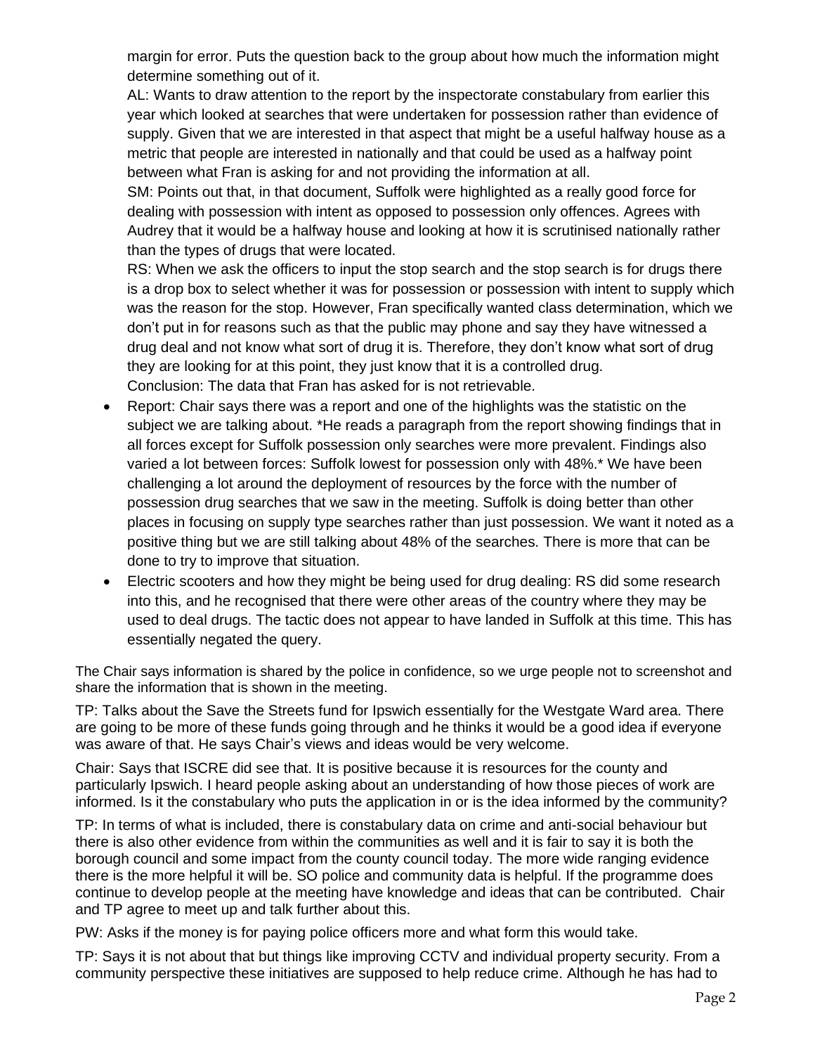margin for error. Puts the question back to the group about how much the information might determine something out of it.

AL: Wants to draw attention to the report by the inspectorate constabulary from earlier this year which looked at searches that were undertaken for possession rather than evidence of supply. Given that we are interested in that aspect that might be a useful halfway house as a metric that people are interested in nationally and that could be used as a halfway point between what Fran is asking for and not providing the information at all.

SM: Points out that, in that document, Suffolk were highlighted as a really good force for dealing with possession with intent as opposed to possession only offences. Agrees with Audrey that it would be a halfway house and looking at how it is scrutinised nationally rather than the types of drugs that were located.

RS: When we ask the officers to input the stop search and the stop search is for drugs there is a drop box to select whether it was for possession or possession with intent to supply which was the reason for the stop. However, Fran specifically wanted class determination, which we don't put in for reasons such as that the public may phone and say they have witnessed a drug deal and not know what sort of drug it is. Therefore, they don't know what sort of drug they are looking for at this point, they just know that it is a controlled drug.

Conclusion: The data that Fran has asked for is not retrievable.

- Report: Chair says there was a report and one of the highlights was the statistic on the subject we are talking about. *He reads a paragraph from the report showing findings that in all forces except for Suffolk possession only searches were more prevalent. Findings also varied a lot between forces: Suffolk lowest for possession only with 48%.* We have been challenging a lot around the deployment of resources by the force with the number of possession drug searches that we saw in the meeting. Suffolk is doing better than other places in focusing on supply type searches rather than just possession. We want it noted as a positive thing but we are still talking about 48% of the searches. There is more that can be done to try to improve that situation.
- Electric scooters and how they might be being used for drug dealing: RS did some research into this, and he recognised that there were other areas of the country where they may be used to deal drugs. The tactic does not appear to have landed in Suffolk at this time. This has essentially negated the query.

The Chair says information is shared by the police in confidence, so we urge people not to screenshot and share the information that is shown in the meeting.

TP: Talks about the Save the Streets fund for Ipswich essentially for the Westgate Ward area. There are going to be more of these funds going through and he thinks it would be a good idea if everyone was aware of that. He says Chair's views and ideas would be very welcome.

Chair: Says that ISCRE did see that. It is positive because it is resources for the county and particularly Ipswich. I heard people asking about an understanding of how those pieces of work are informed. Is it the constabulary who puts the application in or is the idea informed by the community?

TP: In terms of what is included, there is constabulary data on crime and anti-social behaviour but there is also other evidence from within the communities as well and it is fair to say it is both the borough council and some impact from the county council today. The more wide ranging evidence there is the more helpful it will be. SO police and community data is helpful. If the programme does continue to develop people at the meeting have knowledge and ideas that can be contributed. Chair and TP agree to meet up and talk further about this.

PW: Asks if the money is for paying police officers more and what form this would take.

TP: Says it is not about that but things like improving CCTV and individual property security. From a community perspective these initiatives are supposed to help reduce crime. Although he has had to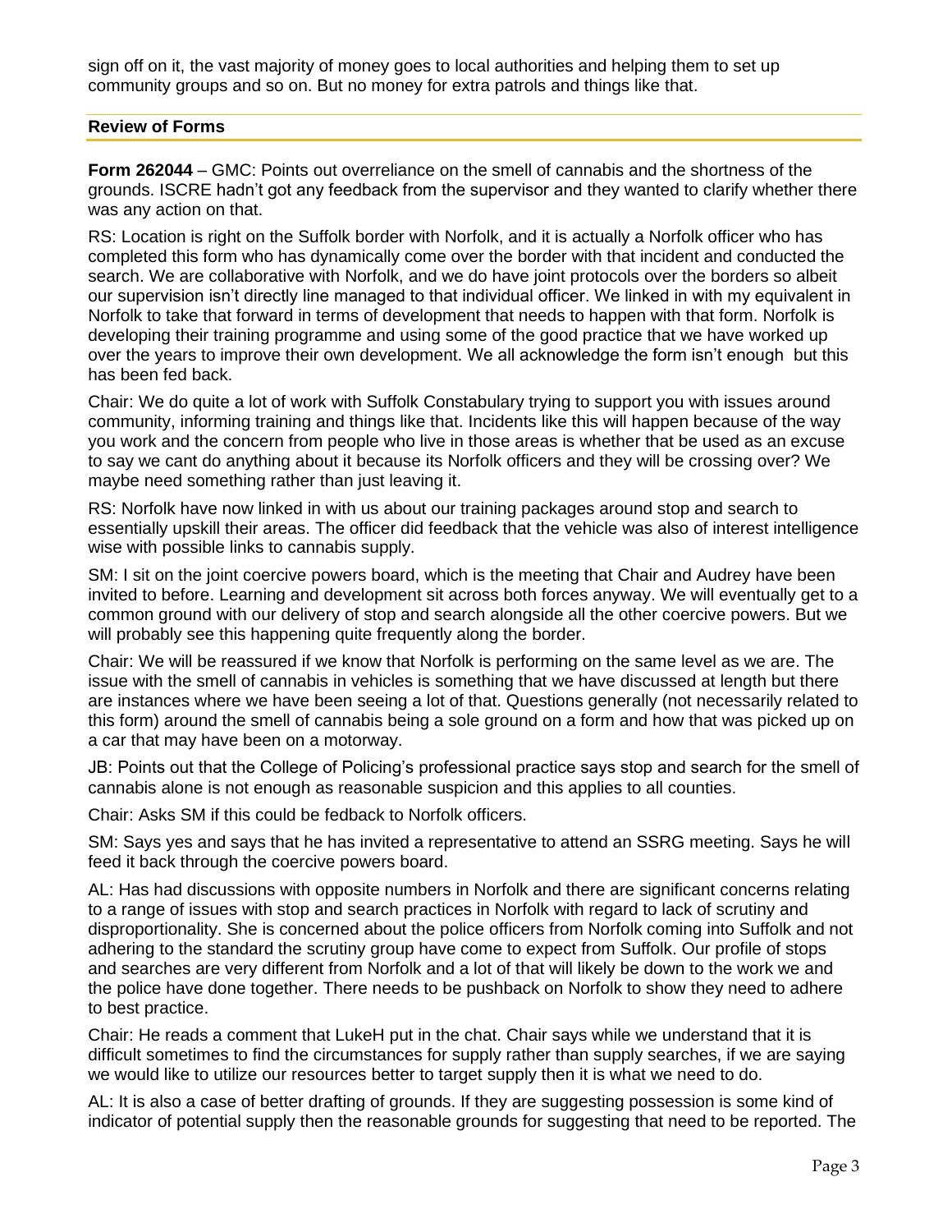sign off on it, the vast majority of money goes to local authorities and helping them to set up community groups and so on. But no money for extra patrols and things like that.

## Review of Forms

**Form 262044** – GMC: Points out overreliance on the smell of cannabis and the shortness of the grounds. ISCRE hadn't got any feedback from the supervisor and they wanted to clarify whether there was any action on that.

RS: Location is right on the Suffolk border with Norfolk, and it is actually a Norfolk officer who has completed this form who has dynamically come over the border with that incident and conducted the search. We are collaborative with Norfolk, and we do have joint protocols over the borders so albeit our supervision isn't directly line managed to that individual officer. We linked in with my equivalent in Norfolk to take that forward in terms of development that needs to happen with that form. Norfolk is developing their training programme and using some of the good practice that we have worked up over the years to improve their own development. We all acknowledge the form isn't enough but this has been fed back.

Chair: We do quite a lot of work with Suffolk Constabulary trying to support you with issues around community, informing training and things like that. Incidents like this will happen because of the way you work and the concern from people who live in those areas is whether that be used as an excuse to say we cant do anything about it because its Norfolk officers and they will be crossing over? We maybe need something rather than just leaving it.

RS: Norfolk have now linked in with us about our training packages around stop and search to essentially upskill their areas. The officer did feedback that the vehicle was also of interest intelligence wise with possible links to cannabis supply.

SM: I sit on the joint coercive powers board, which is the meeting that Chair and Audrey have been invited to before. Learning and development sit across both forces anyway. We will eventually get to a common ground with our delivery of stop and search alongside all the other coercive powers. But we will probably see this happening quite frequently along the border.

Chair: We will be reassured if we know that Norfolk is performing on the same level as we are. The issue with the smell of cannabis in vehicles is something that we have discussed at length but there are instances where we have been seeing a lot of that. Questions generally (not necessarily related to this form) around the smell of cannabis being a sole ground on a form and how that was picked up on a car that may have been on a motorway.

JB: Points out that the College of Policing's professional practice says stop and search for the smell of cannabis alone is not enough as reasonable suspicion and this applies to all counties.

Chair: Asks SM if this could be fedback to Norfolk officers.

SM: Says yes and says that he has invited a representative to attend an SSRG meeting. Says he will feed it back through the coercive powers board.

AL: Has had discussions with opposite numbers in Norfolk and there are significant concerns relating to a range of issues with stop and search practices in Norfolk with regard to lack of scrutiny and disproportionality. She is concerned about the police officers from Norfolk coming into Suffolk and not adhering to the standard the scrutiny group have come to expect from Suffolk. Our profile of stops and searches are very different from Norfolk and a lot of that will likely be down to the work we and the police have done together. There needs to be pushback on Norfolk to show they need to adhere to best practice.

Chair: He reads a comment that LukeH put in the chat. Chair says while we understand that it is difficult sometimes to find the circumstances for supply rather than supply searches, if we are saying we would like to utilize our resources better to target supply then it is what we need to do.

AL: It is also a case of better drafting of grounds. If they are suggesting possession is some kind of indicator of potential supply then the reasonable grounds for suggesting that need to be reported. The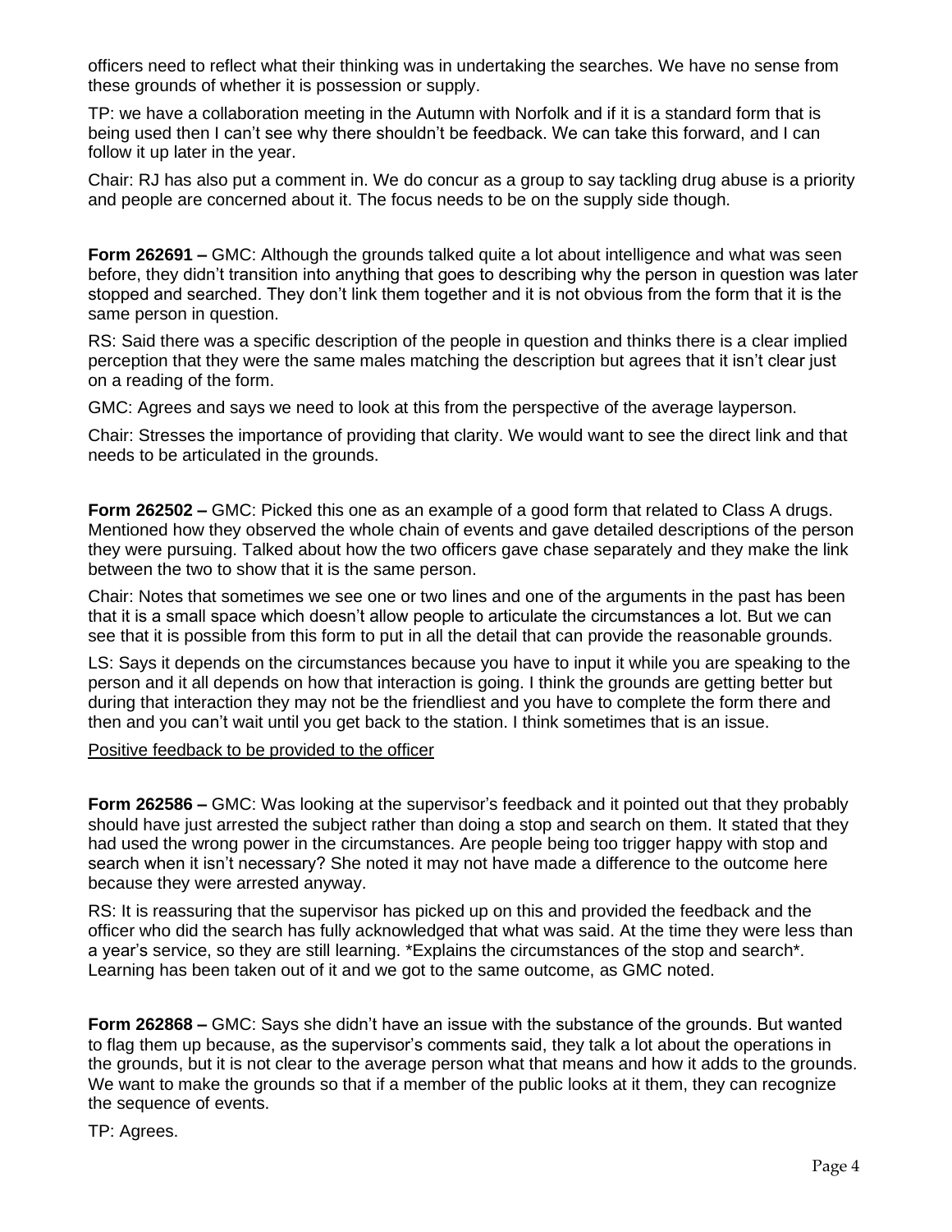officers need to reflect what their thinking was in undertaking the searches. We have no sense from these grounds of whether it is possession or supply.

TP: we have a collaboration meeting in the Autumn with Norfolk and if it is a standard form that is being used then I can't see why there shouldn't be feedback. We can take this forward, and I can follow it up later in the year.

Chair: RJ has also put a comment in. We do concur as a group to say tackling drug abuse is a priority and people are concerned about it. The focus needs to be on the supply side though.

**Form 262691 –** GMC: Although the grounds talked quite a lot about intelligence and what was seen before, they didn't transition into anything that goes to describing why the person in question was later stopped and searched. They don't link them together and it is not obvious from the form that it is the same person in question.

RS: Said there was a specific description of the people in question and thinks there is a clear implied perception that they were the same males matching the description but agrees that it isn't clear just on a reading of the form.

GMC: Agrees and says we need to look at this from the perspective of the average layperson.

Chair: Stresses the importance of providing that clarity. We would want to see the direct link and that needs to be articulated in the grounds.

**Form 262502 –** GMC: Picked this one as an example of a good form that related to Class A drugs. Mentioned how they observed the whole chain of events and gave detailed descriptions of the person they were pursuing. Talked about how the two officers gave chase separately and they make the link between the two to show that it is the same person.

Chair: Notes that sometimes we see one or two lines and one of the arguments in the past has been that it is a small space which doesn't allow people to articulate the circumstances a lot. But we can see that it is possible from this form to put in all the detail that can provide the reasonable grounds.

LS: Says it depends on the circumstances because you have to input it while you are speaking to the person and it all depends on how that interaction is going. I think the grounds are getting better but during that interaction they may not be the friendliest and you have to complete the form there and then and you can't wait until you get back to the station. I think sometimes that is an issue.

<u>Positive feedback to be provided to the officer</u>

**Form 262586 –** GMC: Was looking at the supervisor's feedback and it pointed out that they probably should have just arrested the subject rather than doing a stop and search on them. It stated that they had used the wrong power in the circumstances. Are people being too trigger happy with stop and search when it isn't necessary? She noted it may not have made a difference to the outcome here because they were arrested anyway.

RS: It is reassuring that the supervisor has picked up on this and provided the feedback and the officer who did the search has fully acknowledged that what was said. At the time they were less than a year's service, so they are still learning. *Explains the circumstances of the stop and search*. Learning has been taken out of it and we got to the same outcome, as GMC noted.

**Form 262868 –** GMC: Says she didn't have an issue with the substance of the grounds. But wanted to flag them up because, as the supervisor's comments said, they talk a lot about the operations in the grounds, but it is not clear to the average person what that means and how it adds to the grounds. We want to make the grounds so that if a member of the public looks at it them, they can recognize the sequence of events.

TP: Agrees.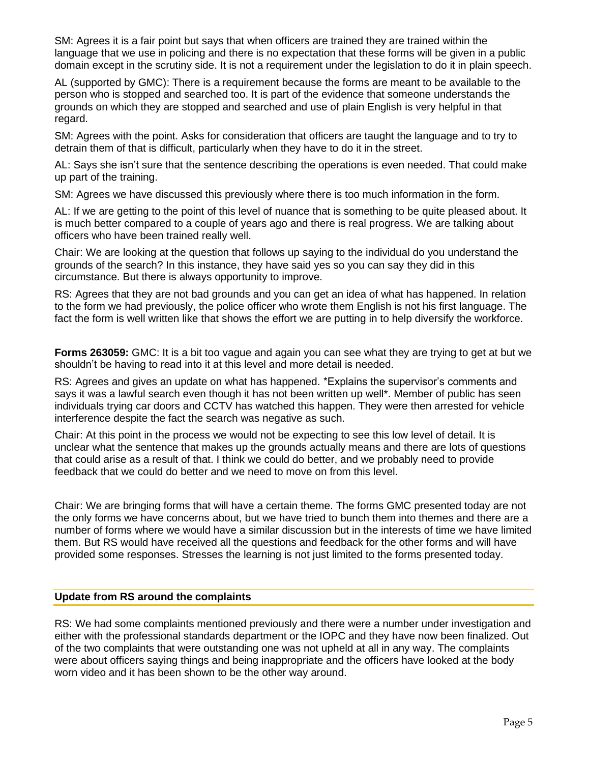SM: Agrees it is a fair point but says that when officers are trained they are trained within the language that we use in policing and there is no expectation that these forms will be given in a public domain except in the scrutiny side. It is not a requirement under the legislation to do it in plain speech.

AL (supported by GMC): There is a requirement because the forms are meant to be available to the person who is stopped and searched too. It is part of the evidence that someone understands the grounds on which they are stopped and searched and use of plain English is very helpful in that regard.

SM: Agrees with the point. Asks for consideration that officers are taught the language and to try to detrain them of that is difficult, particularly when they have to do it in the street.

AL: Says she isn't sure that the sentence describing the operations is even needed. That could make up part of the training.

SM: Agrees we have discussed this previously where there is too much information in the form.

AL: If we are getting to the point of this level of nuance that is something to be quite pleased about. It is much better compared to a couple of years ago and there is real progress. We are talking about officers who have been trained really well.

Chair: We are looking at the question that follows up saying to the individual do you understand the grounds of the search? In this instance, they have said yes so you can say they did in this circumstance. But there is always opportunity to improve.

RS: Agrees that they are not bad grounds and you can get an idea of what has happened. In relation to the form we had previously, the police officer who wrote them English is not his first language. The fact the form is well written like that shows the effort we are putting in to help diversify the workforce.

**Forms 263059:** GMC: It is a bit too vague and again you can see what they are trying to get at but we shouldn't be having to read into it at this level and more detail is needed.

RS: Agrees and gives an update on what has happened. *Explains the supervisor's comments and says it was a lawful search even though it has not been written up well*. Member of public has seen individuals trying car doors and CCTV has watched this happen. They were then arrested for vehicle interference despite the fact the search was negative as such.

Chair: At this point in the process we would not be expecting to see this low level of detail. It is unclear what the sentence that makes up the grounds actually means and there are lots of questions that could arise as a result of that. I think we could do better, and we probably need to provide feedback that we could do better and we need to move on from this level.

Chair: We are bringing forms that will have a certain theme. The forms GMC presented today are not the only forms we have concerns about, but we have tried to bunch them into themes and there are a number of forms where we would have a similar discussion but in the interests of time we have limited them. But RS would have received all the questions and feedback for the other forms and will have provided some responses. Stresses the learning is not just limited to the forms presented today.

## Update from RS around the complaints

RS: We had some complaints mentioned previously and there were a number under investigation and either with the professional standards department or the IOPC and they have now been finalized. Out of the two complaints that were outstanding one was not upheld at all in any way. The complaints were about officers saying things and being inappropriate and the officers have looked at the body worn video and it has been shown to be the other way around.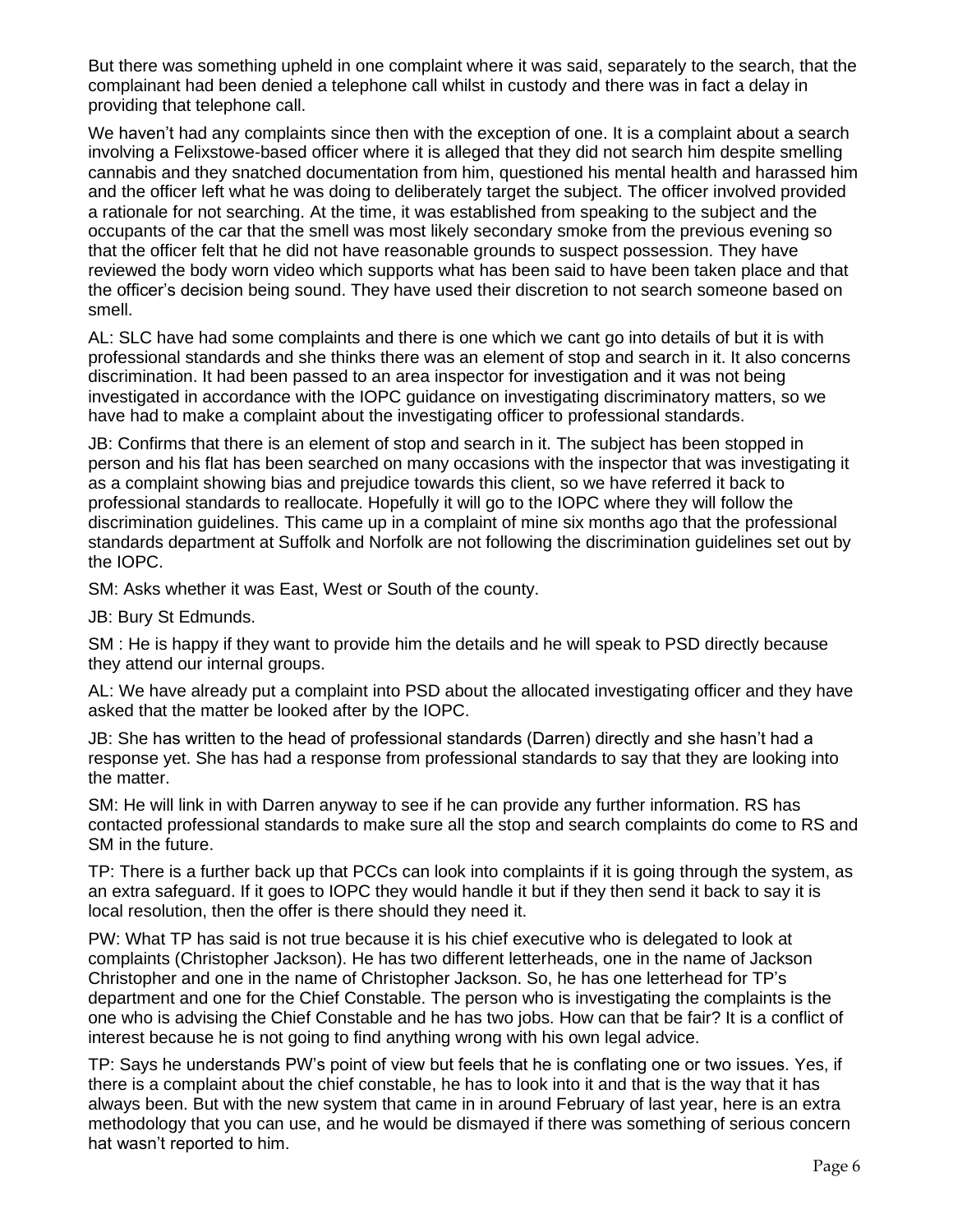But there was something upheld in one complaint where it was said, separately to the search, that the complainant had been denied a telephone call whilst in custody and there was in fact a delay in providing that telephone call.

We haven't had any complaints since then with the exception of one. It is a complaint about a search involving a Felixstowe-based officer where it is alleged that they did not search him despite smelling cannabis and they snatched documentation from him, questioned his mental health and harassed him and the officer left what he was doing to deliberately target the subject. The officer involved provided a rationale for not searching. At the time, it was established from speaking to the subject and the occupants of the car that the smell was most likely secondary smoke from the previous evening so that the officer felt that he did not have reasonable grounds to suspect possession. They have reviewed the body worn video which supports what has been said to have been taken place and that the officer's decision being sound. They have used their discretion to not search someone based on smell.

AL: SLC have had some complaints and there is one which we cant go into details of but it is with professional standards and she thinks there was an element of stop and search in it. It also concerns discrimination. It had been passed to an area inspector for investigation and it was not being investigated in accordance with the IOPC guidance on investigating discriminatory matters, so we have had to make a complaint about the investigating officer to professional standards.

JB: Confirms that there is an element of stop and search in it. The subject has been stopped in person and his flat has been searched on many occasions with the inspector that was investigating it as a complaint showing bias and prejudice towards this client, so we have referred it back to professional standards to reallocate. Hopefully it will go to the IOPC where they will follow the discrimination guidelines. This came up in a complaint of mine six months ago that the professional standards department at Suffolk and Norfolk are not following the discrimination guidelines set out by the IOPC.

SM: Asks whether it was East, West or South of the county.

JB: Bury St Edmunds.

SM : He is happy if they want to provide him the details and he will speak to PSD directly because they attend our internal groups.

AL: We have already put a complaint into PSD about the allocated investigating officer and they have asked that the matter be looked after by the IOPC.

JB: She has written to the head of professional standards (Darren) directly and she hasn't had a response yet. She has had a response from professional standards to say that they are looking into the matter.

SM: He will link in with Darren anyway to see if he can provide any further information. RS has contacted professional standards to make sure all the stop and search complaints do come to RS and SM in the future.

TP: There is a further back up that PCCs can look into complaints if it is going through the system, as an extra safeguard. If it goes to IOPC they would handle it but if they then send it back to say it is local resolution, then the offer is there should they need it.

PW: What TP has said is not true because it is his chief executive who is delegated to look at complaints (Christopher Jackson). He has two different letterheads, one in the name of Jackson Christopher and one in the name of Christopher Jackson. So, he has one letterhead for TP's department and one for the Chief Constable. The person who is investigating the complaints is the one who is advising the Chief Constable and he has two jobs. How can that be fair? It is a conflict of interest because he is not going to find anything wrong with his own legal advice.

TP: Says he understands PW's point of view but feels that he is conflating one or two issues. Yes, if there is a complaint about the chief constable, he has to look into it and that is the way that it has always been. But with the new system that came in in around February of last year, here is an extra methodology that you can use, and he would be dismayed if there was something of serious concern hat wasn't reported to him.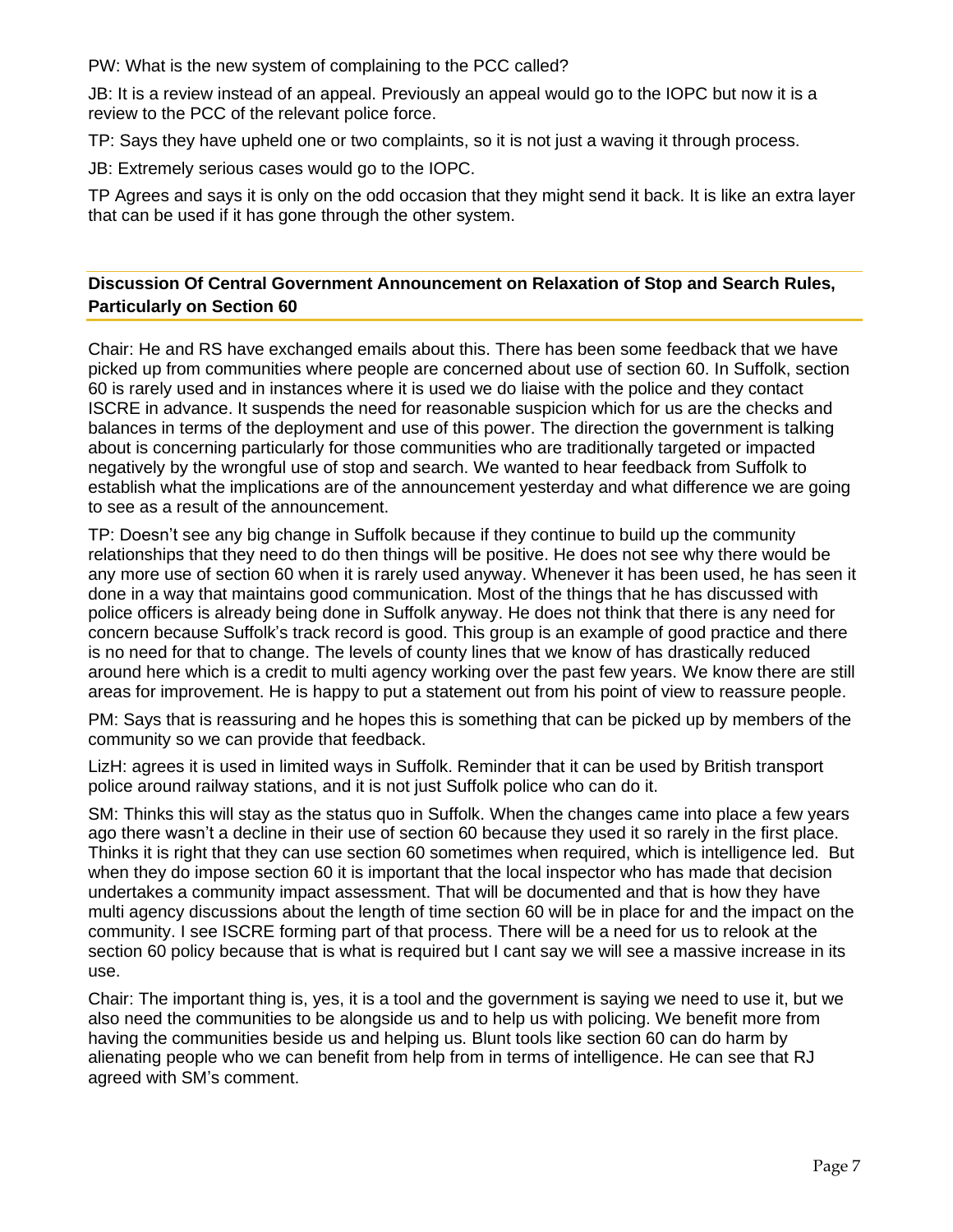PW: What is the new system of complaining to the PCC called?

JB: It is a review instead of an appeal. Previously an appeal would go to the IOPC but now it is a review to the PCC of the relevant police force.

TP: Says they have upheld one or two complaints, so it is not just a waving it through process.

JB: Extremely serious cases would go to the IOPC.

TP Agrees and says it is only on the odd occasion that they might send it back. It is like an extra layer that can be used if it has gone through the other system.

## Discussion Of Central Government Announcement on Relaxation of Stop and Search Rules, Particularly on Section 60

Chair: He and RS have exchanged emails about this. There has been some feedback that we have picked up from communities where people are concerned about use of section 60. In Suffolk, section 60 is rarely used and in instances where it is used we do liaise with the police and they contact ISCRE in advance. It suspends the need for reasonable suspicion which for us are the checks and balances in terms of the deployment and use of this power. The direction the government is talking about is concerning particularly for those communities who are traditionally targeted or impacted negatively by the wrongful use of stop and search. We wanted to hear feedback from Suffolk to establish what the implications are of the announcement yesterday and what difference we are going to see as a result of the announcement.

TP: Doesn't see any big change in Suffolk because if they continue to build up the community relationships that they need to do then things will be positive. He does not see why there would be any more use of section 60 when it is rarely used anyway. Whenever it has been used, he has seen it done in a way that maintains good communication. Most of the things that he has discussed with police officers is already being done in Suffolk anyway. He does not think that there is any need for concern because Suffolk's track record is good. This group is an example of good practice and there is no need for that to change. The levels of county lines that we know of has drastically reduced around here which is a credit to multi agency working over the past few years. We know there are still areas for improvement. He is happy to put a statement out from his point of view to reassure people.

PM: Says that is reassuring and he hopes this is something that can be picked up by members of the community so we can provide that feedback.

LizH: agrees it is used in limited ways in Suffolk. Reminder that it can be used by British transport police around railway stations, and it is not just Suffolk police who can do it.

SM: Thinks this will stay as the status quo in Suffolk. When the changes came into place a few years ago there wasn't a decline in their use of section 60 because they used it so rarely in the first place. Thinks it is right that they can use section 60 sometimes when required, which is intelligence led. But when they do impose section 60 it is important that the local inspector who has made that decision undertakes a community impact assessment. That will be documented and that is how they have multi agency discussions about the length of time section 60 will be in place for and the impact on the community. I see ISCRE forming part of that process. There will be a need for us to relook at the section 60 policy because that is what is required but I cant say we will see a massive increase in its use.

Chair: The important thing is, yes, it is a tool and the government is saying we need to use it, but we also need the communities to be alongside us and to help us with policing. We benefit more from having the communities beside us and helping us. Blunt tools like section 60 can do harm by alienating people who we can benefit from help from in terms of intelligence. He can see that RJ agreed with SM's comment.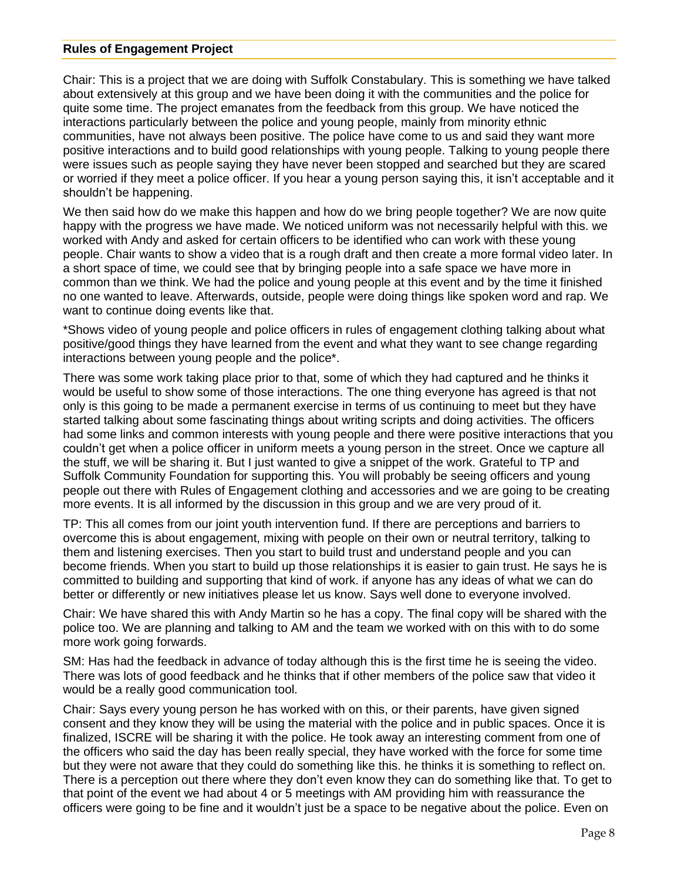**Rules of Engagement Project**

Chair: This is a project that we are doing with Suffolk Constabulary. This is something we have talked about extensively at this group and we have been doing it with the communities and the police for quite some time. The project emanates from the feedback from this group. We have noticed the interactions particularly between the police and young people, mainly from minority ethnic communities, have not always been positive. The police have come to us and said they want more positive interactions and to build good relationships with young people. Talking to young people there were issues such as people saying they have never been stopped and searched but they are scared or worried if they meet a police officer. If you hear a young person saying this, it isn't acceptable and it shouldn't be happening.

We then said how do we make this happen and how do we bring people together? We are now quite happy with the progress we have made. We noticed uniform was not necessarily helpful with this. we worked with Andy and asked for certain officers to be identified who can work with these young people. Chair wants to show a video that is a rough draft and then create a more formal video later. In a short space of time, we could see that by bringing people into a safe space we have more in common than we think. We had the police and young people at this event and by the time it finished no one wanted to leave. Afterwards, outside, people were doing things like spoken word and rap. We want to continue doing events like that.

*Shows video of young people and police officers in rules of engagement clothing talking about what positive/good things they have learned from the event and what they want to see change regarding interactions between young people and the police*.

There was some work taking place prior to that, some of which they had captured and he thinks it would be useful to show some of those interactions. The one thing everyone has agreed is that not only is this going to be made a permanent exercise in terms of us continuing to meet but they have started talking about some fascinating things about writing scripts and doing activities. The officers had some links and common interests with young people and there were positive interactions that you couldn't get when a police officer in uniform meets a young person in the street. Once we capture all the stuff, we will be sharing it. But I just wanted to give a snippet of the work. Grateful to TP and Suffolk Community Foundation for supporting this. You will probably be seeing officers and young people out there with Rules of Engagement clothing and accessories and we are going to be creating more events. It is all informed by the discussion in this group and we are very proud of it.

TP: This all comes from our joint youth intervention fund. If there are perceptions and barriers to overcome this is about engagement, mixing with people on their own or neutral territory, talking to them and listening exercises. Then you start to build trust and understand people and you can become friends. When you start to build up those relationships it is easier to gain trust. He says he is committed to building and supporting that kind of work. if anyone has any ideas of what we can do better or differently or new initiatives please let us know. Says well done to everyone involved.

Chair: We have shared this with Andy Martin so he has a copy. The final copy will be shared with the police too. We are planning and talking to AM and the team we worked with on this with to do some more work going forwards.

SM: Has had the feedback in advance of today although this is the first time he is seeing the video. There was lots of good feedback and he thinks that if other members of the police saw that video it would be a really good communication tool.

Chair: Says every young person he has worked with on this, or their parents, have given signed consent and they know they will be using the material with the police and in public spaces. Once it is finalized, ISCRE will be sharing it with the police. He took away an interesting comment from one of the officers who said the day has been really special, they have worked with the force for some time but they were not aware that they could do something like this. he thinks it is something to reflect on. There is a perception out there where they don't even know they can do something like that. To get to that point of the event we had about 4 or 5 meetings with AM providing him with reassurance the officers were going to be fine and it wouldn't just be a space to be negative about the police. Even on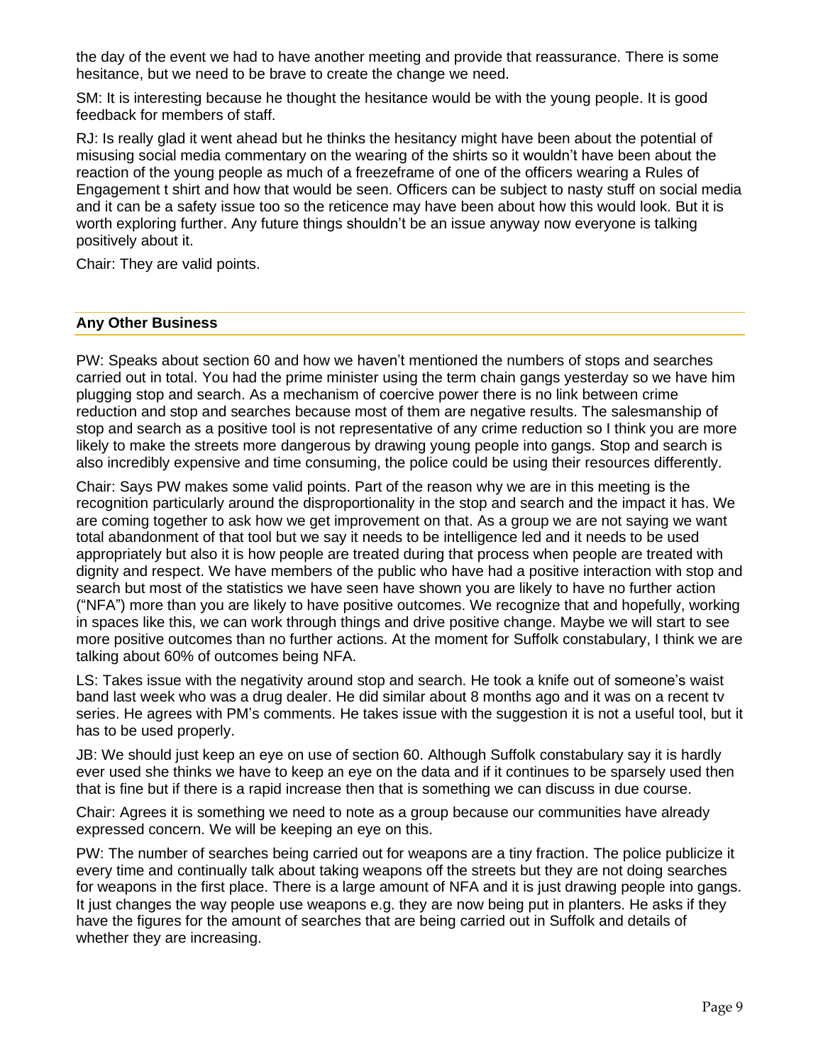the day of the event we had to have another meeting and provide that reassurance. There is some hesitance, but we need to be brave to create the change we need.

SM: It is interesting because he thought the hesitance would be with the young people. It is good feedback for members of staff.

RJ: Is really glad it went ahead but he thinks the hesitancy might have been about the potential of misusing social media commentary on the wearing of the shirts so it wouldn't have been about the reaction of the young people as much of a freezeframe of one of the officers wearing a Rules of Engagement t shirt and how that would be seen. Officers can be subject to nasty stuff on social media and it can be a safety issue too so the reticence may have been about how this would look. But it is worth exploring further. Any future things shouldn't be an issue anyway now everyone is talking positively about it.

Chair: They are valid points.

## Any Other Business

PW: Speaks about section 60 and how we haven't mentioned the numbers of stops and searches carried out in total. You had the prime minister using the term chain gangs yesterday so we have him plugging stop and search. As a mechanism of coercive power there is no link between crime reduction and stop and searches because most of them are negative results. The salesmanship of stop and search as a positive tool is not representative of any crime reduction so I think you are more likely to make the streets more dangerous by drawing young people into gangs. Stop and search is also incredibly expensive and time consuming, the police could be using their resources differently.

Chair: Says PW makes some valid points. Part of the reason why we are in this meeting is the recognition particularly around the disproportionality in the stop and search and the impact it has. We are coming together to ask how we get improvement on that. As a group we are not saying we want total abandonment of that tool but we say it needs to be intelligence led and it needs to be used appropriately but also it is how people are treated during that process when people are treated with dignity and respect. We have members of the public who have had a positive interaction with stop and search but most of the statistics we have seen have shown you are likely to have no further action ("NFA") more than you are likely to have positive outcomes. We recognize that and hopefully, working in spaces like this, we can work through things and drive positive change. Maybe we will start to see more positive outcomes than no further actions. At the moment for Suffolk constabulary, I think we are talking about 60% of outcomes being NFA.

LS: Takes issue with the negativity around stop and search. He took a knife out of someone's waist band last week who was a drug dealer. He did similar about 8 months ago and it was on a recent tv series. He agrees with PM's comments. He takes issue with the suggestion it is not a useful tool, but it has to be used properly.

JB: We should just keep an eye on use of section 60. Although Suffolk constabulary say it is hardly ever used she thinks we have to keep an eye on the data and if it continues to be sparsely used then that is fine but if there is a rapid increase then that is something we can discuss in due course.

Chair: Agrees it is something we need to note as a group because our communities have already expressed concern. We will be keeping an eye on this.

PW: The number of searches being carried out for weapons are a tiny fraction. The police publicize it every time and continually talk about taking weapons off the streets but they are not doing searches for weapons in the first place. There is a large amount of NFA and it is just drawing people into gangs. It just changes the way people use weapons e.g. they are now being put in planters. He asks if they have the figures for the amount of searches that are being carried out in Suffolk and details of whether they are increasing.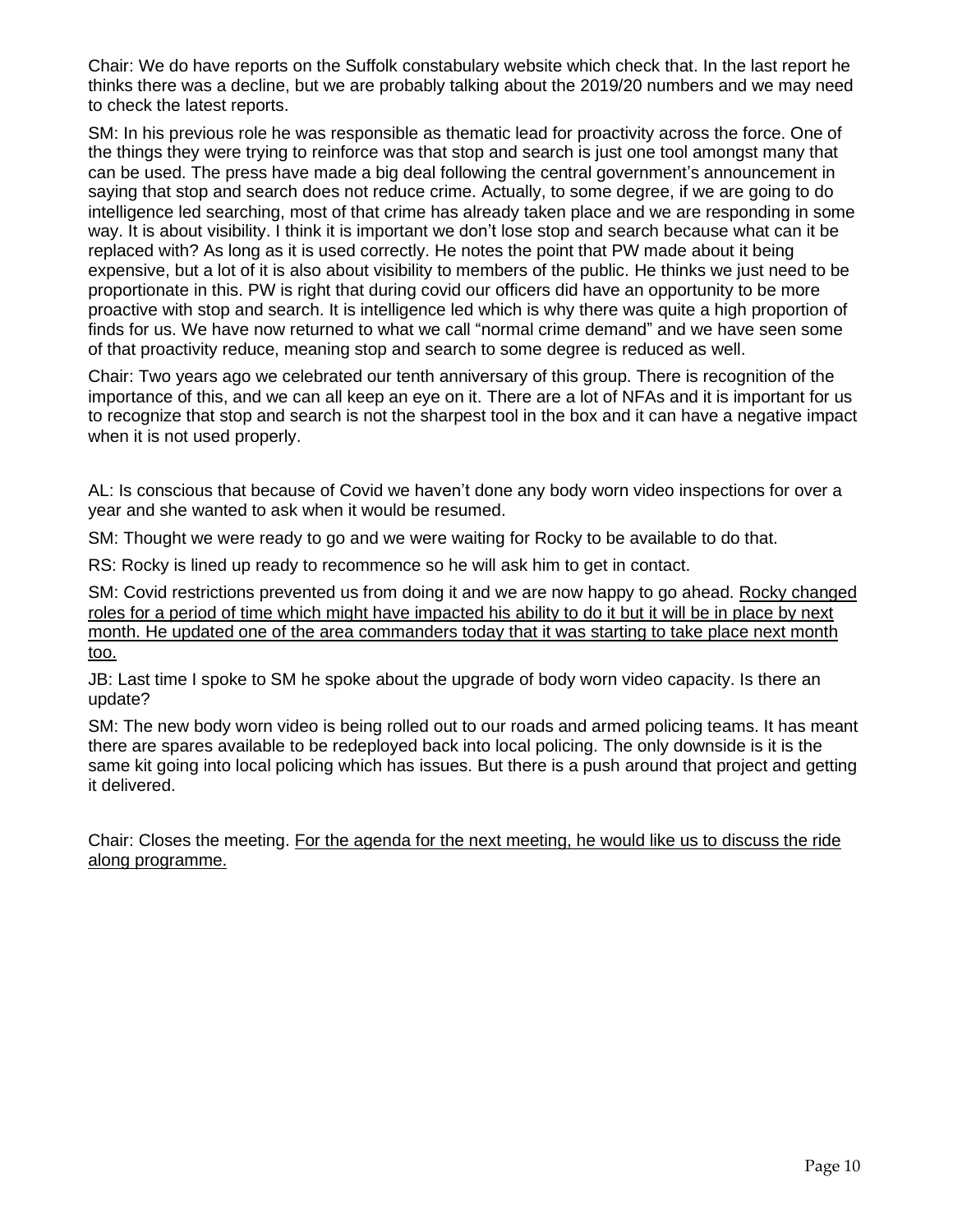Chair: We do have reports on the Suffolk constabulary website which check that. In the last report he thinks there was a decline, but we are probably talking about the 2019/20 numbers and we may need to check the latest reports.

SM: In his previous role he was responsible as thematic lead for proactivity across the force. One of the things they were trying to reinforce was that stop and search is just one tool amongst many that can be used. The press have made a big deal following the central government's announcement in saying that stop and search does not reduce crime. Actually, to some degree, if we are going to do intelligence led searching, most of that crime has already taken place and we are responding in some way. It is about visibility. I think it is important we don't lose stop and search because what can it be replaced with? As long as it is used correctly. He notes the point that PW made about it being expensive, but a lot of it is also about visibility to members of the public. He thinks we just need to be proportionate in this. PW is right that during covid our officers did have an opportunity to be more proactive with stop and search. It is intelligence led which is why there was quite a high proportion of finds for us. We have now returned to what we call "normal crime demand" and we have seen some of that proactivity reduce, meaning stop and search to some degree is reduced as well.

Chair: Two years ago we celebrated our tenth anniversary of this group. There is recognition of the importance of this, and we can all keep an eye on it. There are a lot of NFAs and it is important for us to recognize that stop and search is not the sharpest tool in the box and it can have a negative impact when it is not used properly.

AL: Is conscious that because of Covid we haven't done any body worn video inspections for over a year and she wanted to ask when it would be resumed.

SM: Thought we were ready to go and we were waiting for Rocky to be available to do that.

RS: Rocky is lined up ready to recommence so he will ask him to get in contact.

SM: Covid restrictions prevented us from doing it and we are now happy to go ahead. <u>Rocky changed roles for a period of time which might have impacted his ability to do it but it will be in place by next month. He updated one of the area commanders today that it was starting to take place next month too.</u>

JB: Last time I spoke to SM he spoke about the upgrade of body worn video capacity. Is there an update?

SM: The new body worn video is being rolled out to our roads and armed policing teams. It has meant there are spares available to be redeployed back into local policing. The only downside is it is the same kit going into local policing which has issues. But there is a push around that project and getting it delivered.

Chair: Closes the meeting. <u>For the agenda for the next meeting, he would like us to discuss the ride along programme.</u>